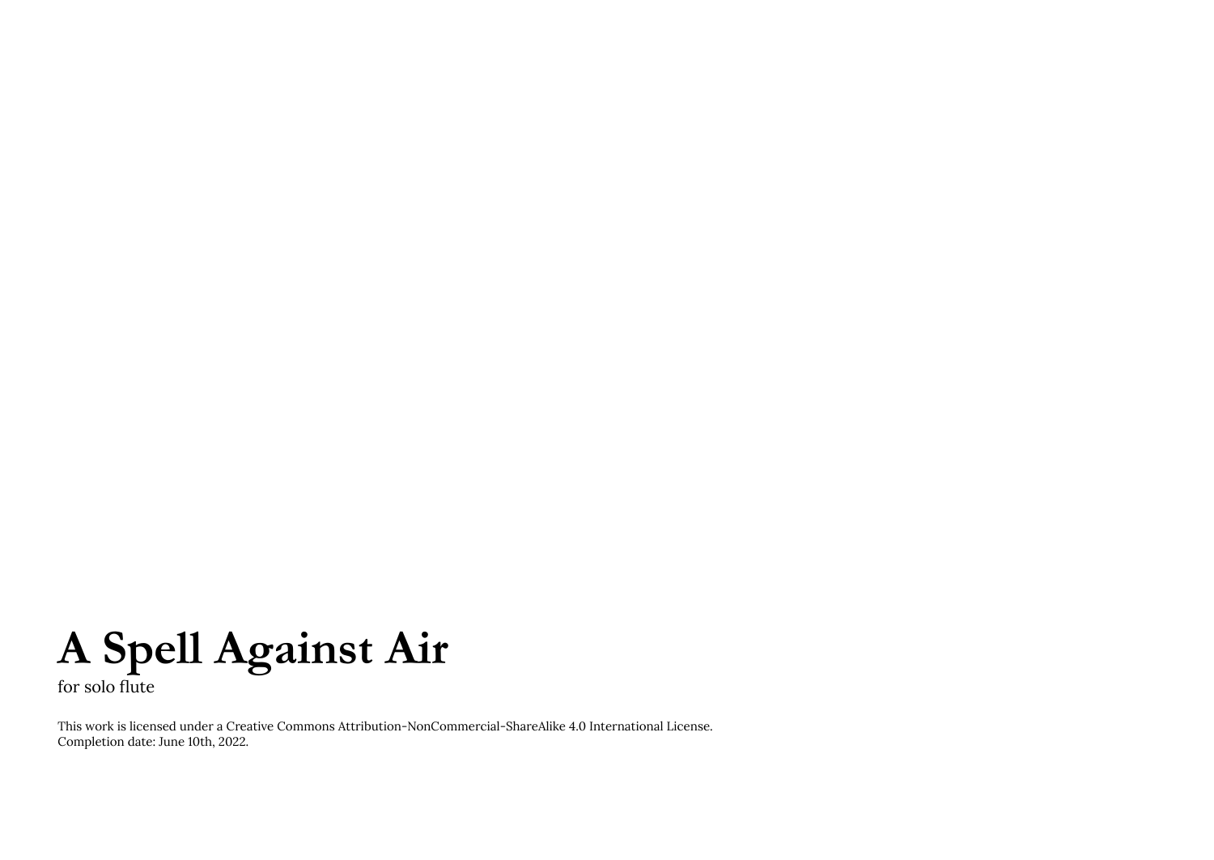# A Spell Against Air

for solo flute

This work is licensed under a Creative Commons Attribution-NonCommercial-ShareAlike 4.0 International License.
Completion date: June 10th, 2022.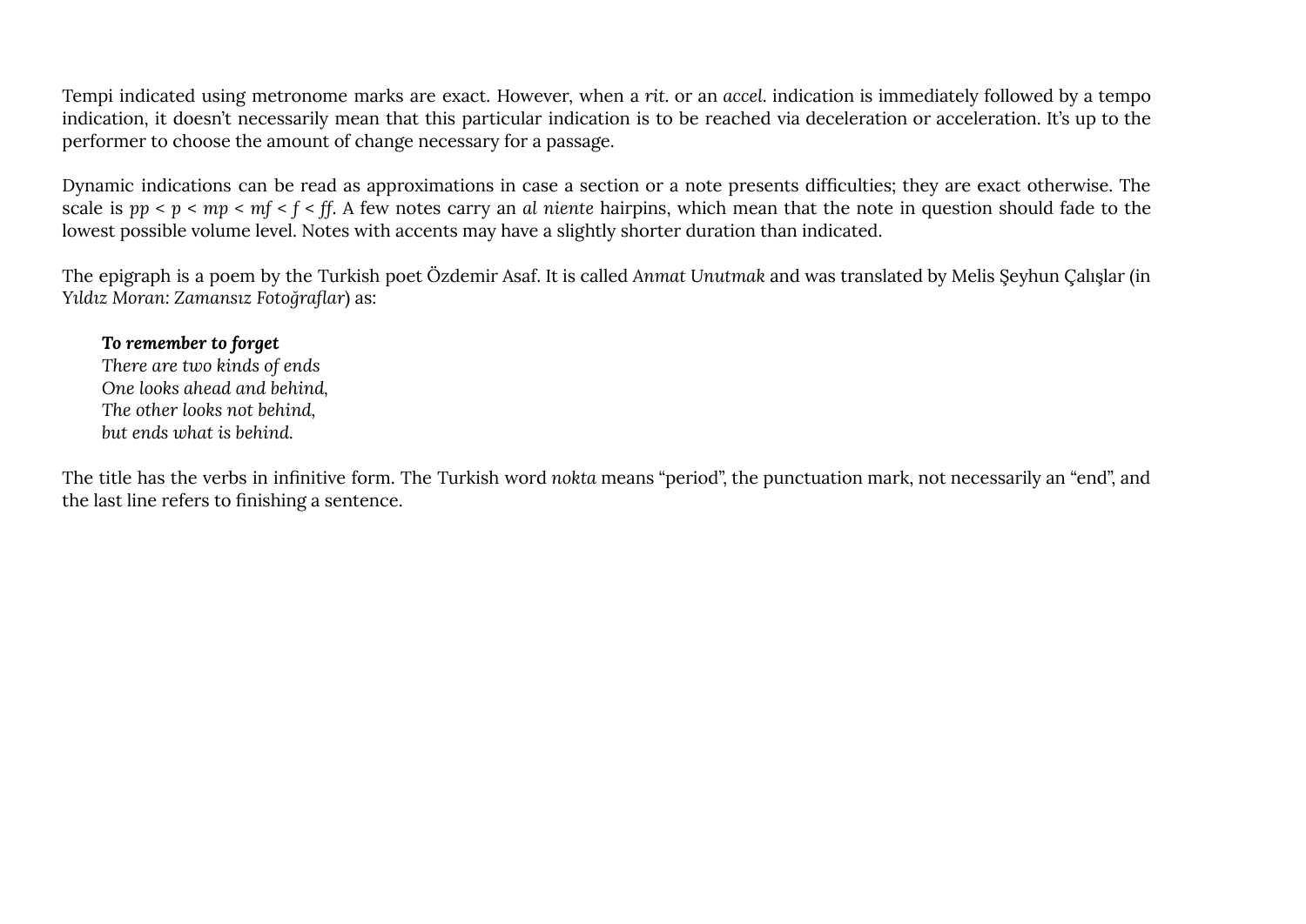Tempi indicated using metronome marks are exact. However, when a *rit.* or an *accel.* indication is immediately followed by a tempo indication, it doesn't necessarily mean that this particular indication is to be reached via deceleration or acceleration. It's up to the performer to choose the amount of change necessary for a passage.

Dynamic indications can be read as approximations in case a section or a note presents difficulties; they are exact otherwise. The scale is *pp* < *p* < *mp* < *mf* < *f* < *ff*. A few notes carry an *al niente* hairpins, which mean that the note in question should fade to the lowest possible volume level. Notes with accents may have a slightly shorter duration than indicated.

The epigraph is a poem by the Turkish poet Özdemir Asaf. It is called *Anmat Unutmak* and was translated by Melis Şeyhun Çalışlar (in *Yıldız Moran: Zamansız Fotoğraflar*) as:

> ***To remember to forget***
> *There are two kinds of ends*
> *One looks ahead and behind,*
> *The other looks not behind,*
> *but ends what is behind.*

The title has the verbs in infinitive form. The Turkish word *nokta* means "period", the punctuation mark, not necessarily an "end", and the last line refers to finishing a sentence.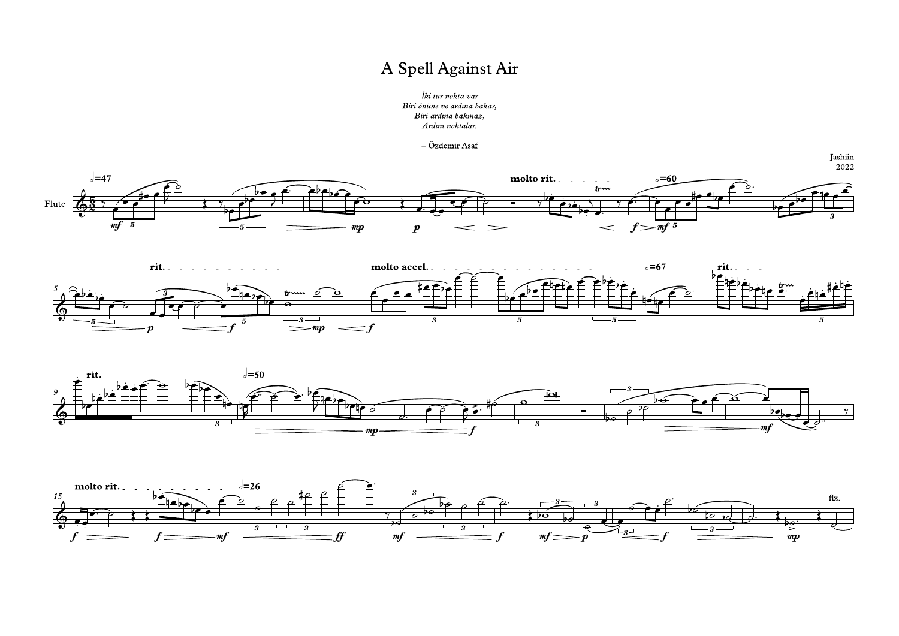# A Spell Against Air

*İki tür nokta var*
*Biri önüne ve ardına bakar,*
*Biri ardına bakmaz,*
*Ardını noktalar.*

– Özdemir Asaf

Jashiin
2022